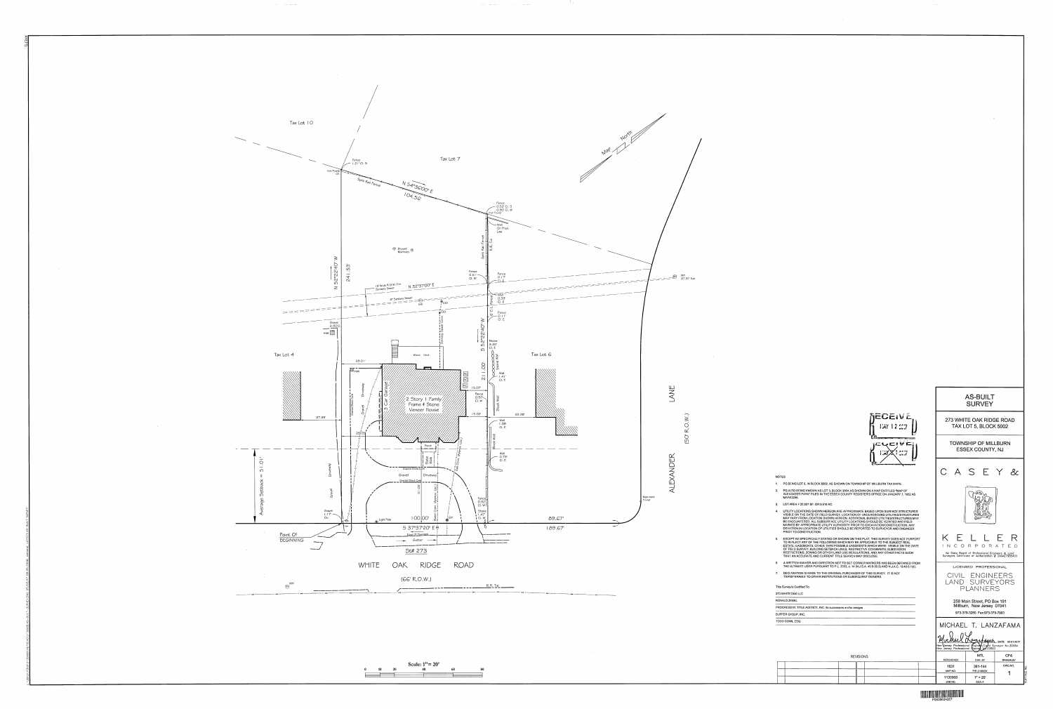# AS-BUILT SURVEY

273 WHITE OAK RIDGE ROAD
TAX LOT 5, BLOCK 5002

TOWNSHIP OF MILLBURN
ESSEX COUNTY, NJ

Tax Lot 10

Tax Lot 7

Tax Lot 4

Tax Lot 6

Map North

N 54°56'00" E
104.56'

N 52°22'40" W
241.53'

S 52°22'40" W
211.00'

N 32°37'00" E

S 37°37'20" E
100.00'

89.67'
189.67'

2 Story 1 Family
Frame & Stone
Veneer House

3 Car Garage

Average Setback = 51.01'

Point Of BEGINNING

WHITE OAK RIDGE ROAD
(66' R.O.W.)

ALEXANDER LANE
(50' R.O.W.)

Scale: 1" = 20'

NOTES

1. PO BEING LOT 5, IN BLOCK 5002, AS SHOWN ON TOWNSHIP OF MILLBURN TAX MAPS.
2. PO ALSO BEING KNOWN AS LOT 3, BLOCK 5004 AS SHOWN ON A MAP ENTITLED "MAP OF ALEXANDER PARK" FILED IN THE ESSEX COUNTY REGISTERS OFFICE ON JANUARY 7, 1952 AS MAP #2286.
3. LOT AREA = 22,627 SF; OR 0.519 AC.
4. UTILITY LOCATIONS SHOWN HEREON ARE APPROXIMATE BASED UPON SURFACE STRUCTURES VISIBLE ON THE DATE OF FIELD SURVEY. LOCATION OF UNDERGROUND UTILITIES/STRUCTURES MAY VARY FROM LOCATION SHOWN HEREON. ADDITIONAL BURIED UTILITIES/STRUCTURES MAY BE ENCOUNTERED. ALL SUBSURFACE UTILITY LOCATIONS SHOULD BE VERIFIED AND FIELD MARKED BY APPROPRIATE UTILITY AUTHORITY PRIOR TO EXCAVATION/CONSTRUCTION. ANY DEVIATION IN LOCATION OF UTILITIES SHOULD BE REPORTED TO SURVEYOR AND ENGINEER PRIOR TO CONSTRUCTION.
5. EXCEPT AS SPECIFICALLY STATED OR SHOWN ON THIS PLAT, THIS SURVEY DOES NOT PURPORT TO REFLECT ANY OF THE FOLLOWING WHICH MAY BE APPLICABLE TO THE SUBJECT REAL ESTATE: EASEMENTS, OTHER THAN POSSIBLE EASEMENTS WHICH WERE VISIBLE ON THE DATE OF FIELD SURVEY; BUILDING SETBACK LINES; RESTRICTIVE COVENANTS; SUBDIVISION RESTRICTIONS; ZONING OR OTHER LAND USE REGULATIONS, AND ANY OTHER FACTS SUCH THAT AN ACCURATE AND CURRENT TITLE SEARCH MAY DISCLOSE.
6. A WRITTEN WAIVER AND DIRECTION NOT TO SET CORNER MARKERS HAS BEEN OBTAINED FROM THE ULTIMATE USER PURSUANT TO P.L. 2003, c. 14 (N.J.S.A. 45:8-36.3) AND N.J.A.C. 13:40-5.1(d).
7. DECLARATION IS MADE TO THE ORIGINAL PURCHASER OF THIS SURVEY. IT IS NOT TRANSFERABLE TO OTHER INSTITUTIONS OR SUBSEQUENT OWNERS.

This Survey Is Certified To:

273 WHITE OAK LLC
RONALD ZIMEL
PROGRESSIVE TITLE AGENCY, INC. its successors and/or assigns
DUFFER GROUP, INC.
TODD COHN, ESQ.

REVISIONS

CASEY & KELLER INCORPORATED

LICENSED PROFESSIONAL
CIVIL ENGINEERS
LAND SURVEYORS
PLANNERS

258 Main Street, PO Box 191
Millburn, New Jersey 07041
973-379-3280 Fax 973-379-7983

MICHAEL T. LANZAFAMA

New Jersey Professional Engineer & Land Surveyor

| REFERENCE | 1831 | MAP NO. | 1130985 | JOB NO. |
|---|---|---|---|---|
| CHK. BY | MTL | FIELD BOOK | 361-144 | SCALE 1" = 20' |
| DRAWN BY | CFA | DWG. NO. | 1 | |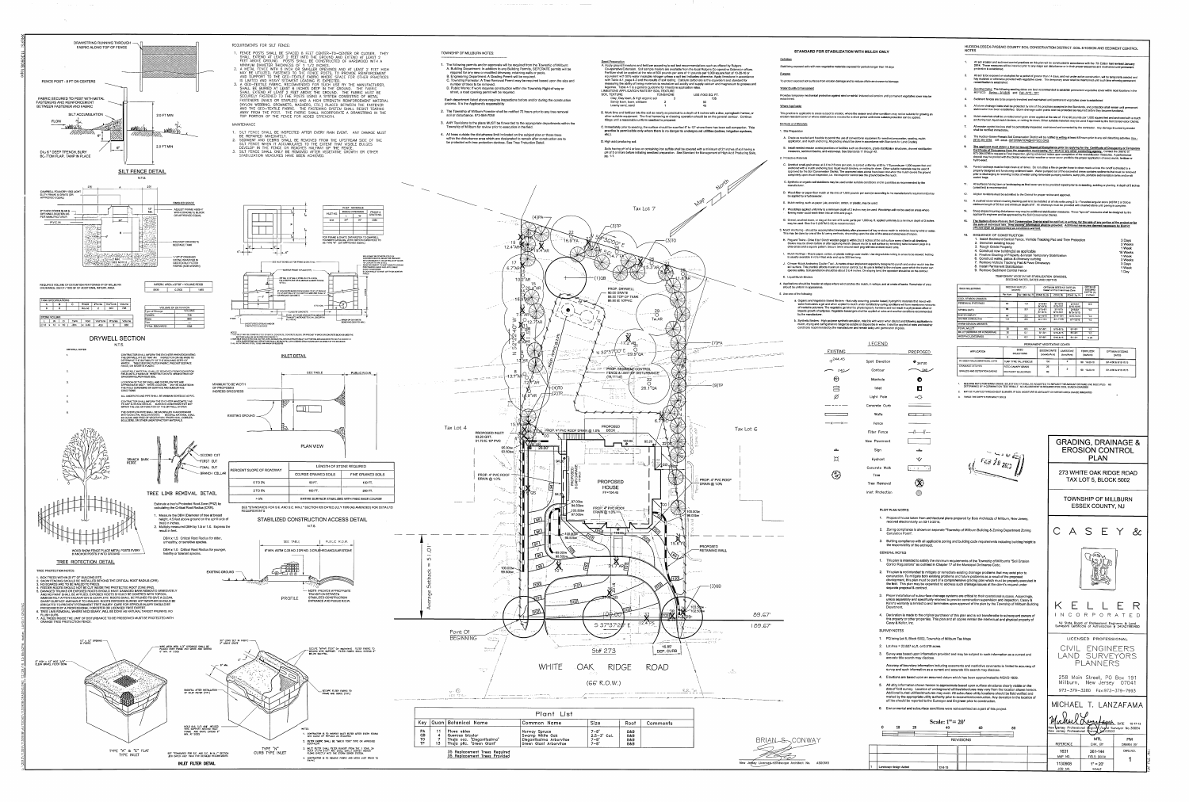# GRADING, DRAINAGE & EROSION CONTROL PLAN

273 WHITE OAK RIDGE ROAD
TAX LOT 5, BLOCK 5002

TOWNSHIP OF MILLBURN
ESSEX COUNTY, NJ

## CASEY & KELLER INCORPORATED

LICENSED PROFESSIONAL
CIVIL ENGINEERS
LAND SURVEYORS
PLANNERS

258 Main Street, PO Box 191
Millburn, New Jersey 07041
973-379-3280 Fax 973-379-7993

MICHAEL T. LANZAFAMA

## SILT FENCE DETAIL

N.T.S.

DRAWSTRING RUNNING THROUGH FABRIC ALONG TOP OF FENCE

FENCE POST - 8 FT ON CENTERS

FABRIC SECURED TO POST WITH METAL FASTENERS AND REINFORCEMENT BETWEEN FASTENER AND FABRIC

FLOW

SILT ACCUMULATION

2.0 FT MIN

2.0 FT MIN

6" DEEP TRENCH BURY BOTTOM FLAP, TAMP IN PLACE

### REQUIREMENTS FOR SILT FENCE:

1. FENCE POSTS SHALL BE SPACED 8 FEET CENTER-TO-CENTER OR CLOSER. THEY SHALL EXTEND AT LEAST 2 FEET INTO THE GROUND AND EXTEND AT LEAST 2 FEET ABOVE GROUND. POSTS SHALL BE CONSTRUCTED OF HARDWOOD WITH A MINIMUM DIAMETER THICKNESS OF 1 1/2 INCHES.
2. A METAL FENCE WITH 6 INCH OR SMALLER OPENINGS AND AT LEAST 2 FEET HIGH MAY BE UTILIZED, FASTENED TO THE FENCE POSTS, TO PROVIDE REINFORCEMENT AND SUPPORT TO THE GEO-TEXTILE FABRIC WHERE SPACE FOR OTHER PRACTICES IS LIMITED AND HEAVY SEDIMENT LOADING IS EXPECTED.
3. A GEO-TEXTILE FABRIC, RECOMMENDED FOR SUCH USE BY THE MANUFACTURER, SHALL BE BURIED AT LEAST 6 INCHES DEEP IN THE GROUND. THE FABRIC SHALL EXTEND AT LEAST 2 FEET ABOVE THE GROUND. THE FABRIC MUST BE SECURELY FASTENED TO THE POSTS USING A SYSTEM CONSISTING OF METAL FASTENERS (NAILS OR STAPLES) AND A HIGH STRENGTH REINFORCEMENT MATERIAL (NYLON WEBBING, GROMMETS, WASHERS, ETC.) PLACED BETWEEN THE FASTENER AND THE GEO-TEXTILE FABRIC. THE FASTENING SYSTEM SHALL RESIST TEARING AWAY FROM THE POST. THE FABRIC SHALL INCORPORATE A DRAWSTRING IN THE TOP PORTION OF THE FENCE FOR ADDED STRENGTH.

### MAINTENANCE:

1. SILT FENCE SHALL BE INSPECTED AFTER EVERY RAIN EVENT. ANY DAMAGE MUST BE REPAIRED IMMEDIATELY.
2. SEDIMENT AND DEBRIS SHALL BE REMOVED FROM THE UPSTREAM SIDE OF THE SILT FENCE WHEN IT ACCUMULATES TO THE EXTENT THAT VISIBLE BULGES DEVELOP IN THE FENCE OR REACHES HALFWAY UP THE FENCE.
3. SILT FENCE SHALL ONLY BE REMOVED AFTER VEGETATIVE GROWTH OR OTHER STABILIZATION MEASURES HAVE BEEN ACHIEVED.

## DRYWELL SECTION

N.T.S.

## INLET DETAIL

## STABILIZED CONSTRUCTION ACCESS DETAIL

N.T.S.

| PERCENT SLOPE OF ROADWAY | LENGTH OF STONE REQUIRED | |
|---|---|---|
| | COARSE GRAINED SOILS | FINE GRAINED SOILS |
| 0 TO 2% | 50 FT. | 100 FT. |
| 2 TO 5% | 100 FT. | 200 FT. |
| >5% | ENTIRE SURFACE STABILIZED WITH FABC BASE COURSE | |

SEE "STANDARDS FOR SOIL AND SEDIMENT CONTROL" SECTION FOR DETAILED INFORMATION

PLAN VIEW

PROFILE

## TREE LIMB REMOVAL DETAIL

## TREE PROTECTION DETAIL

Estimate a tree's Protected Root Zone (PRZ) by calculating the Critical Root Radius (CRR).

1. Measure the DBH (Diameter of tree at breast height, 4.5 feet above ground on the uphill side of tree) in inches.
2. Multiply measured DBH by 1.0 or 1.5. Express the result in feet.

DBH x 1.0: Critical Root Radius for older, unhealthy, or sensitive species.

DBH x 1.5: Critical Root Radius for younger, healthy or tolerant species.

WOOD SNOW FENCE PLACE METAL POSTS EVERY 8' AND 3' MIN. INTO GROUND

## INLET FILTER DETAIL

TYPE "A" & "E" FLAT TYPE INLET

TYPE "N" CURB TYPE INLET

## TOWNSHIP OF MILLBURN NOTES:

1. The following permits and/or approvals will be required from the Township of Millburn:
   A. Building Department: In addition to any Building Permit(s), GEO-TRATE permits will be required for any new or modified driveway, retaining walls or pools.
   B. Engineering Department: A Grading Permit will be required.
   C. Township Forester: A Tree Removal Permit may be required based upon the size and number of trees to be removed.
   D. Public Works: If work requires construction within the Township Right-of-way or street, a road opening permit will be required.

   Each department listed above requires inspections before and/or during the construction process. It is the Applicant's responsibility.
2. The Township of Millburn Forester will be notified 72 hours prior to any tree removal and/or disturbance.
3. ANY Revisions to the plans MUST be forwarded to the appropriate departments within the Township of Millburn for review prior to execution in the field.
4. All trees outside the disturbance limit indicated on the subject plan or those trees within the disturbance area which are designated to remain after construction are to be protected with tree protection devices. See Tree Protection Detail.

## STANDARD FOR STABILIZATION WITH MULCH ONLY

## LEGEND

| EXISTING | | PROPOSED |
|---|---|---|
| +244.45 | Spot Elevation | 247.80 |
| | Contour | |
| | Manhole | |
| | Inlet | |
| | Light Pole | |
| | Concrete Curb | |
| | Walls | |
| | Fence | |
| | Filter Fence | |
| | New Pavement | |
| | Sign | |
| | Hydrant | |
| | Concrete Walk | |
| | Tree | |
| | Tree Removal | |
| | Inlet Protection | |

## PLOT PLAN NOTES:

1. Proposed house taken from architectural plans prepared by Bois Architects of Millburn, New Jersey, received electronically on 02-13-2014.
2. Zoning compliance is shown on separate "Township of Millburn Building & Zoning Department Zoning Calculation Form".
3. Building compliance with all applicable zoning and building code requirements including building height is the responsibility of the architect.

## GENERAL NOTES

1. This plan is intended to satisfy the minimum requirements of the Township of Millburn's "Soil Erosion Control Regulations" as outlined in Chapter 17 of the Municipal Ordinance Code.
2. This plan is not intended to mitigate or remediate existing drainage problems that may exist prior to construction. To mitigate both existing problems and future problems as a result of the proposed development, this plan would be part of a comprehensive grading plan which must be properly executed in the field. This plan may be expanded to address such drainage issues at the owner's request under separate proposal & contract.
3. Proper installation of subsurface drainage systems are critical to their continued success. Accordingly, unless separately and specifically retained to provide construction supervision and inspection, Casey & Keller's warranty is limited to and terminates upon approval of the plan by the Township of Millburn Building Department.
4. Delineation is made to the original purchaser of this plan and is not transferable to subsequent owners of this property or other properties. This plan and all copies remain the intellectual and physical property of Casey & Keller, Inc.

## SURVEY NOTES

1. Property being Lot 5, Block 5002, Township of Millburn Tax Maps.
2. Lot Area = 22,837 sq.ft. or 0.524 acres.
3. Survey was based upon information provided and may be subject to such information as a current and accurate title search may disclose.

   Accuracy of boundary information including easements and restrictive covenants is limited to accuracy of survey and such information as a current and accurate title search may disclose.
4. Elevations are based upon an assumed datum which has been approximated to NGVD 1929.
5. All utility information shown herein is approximate based upon surface structures clearly visible on the date of field survey. Location of underground utilities/structures may vary from the location shown herein. Additional buried utilities/structures may exist. All subsurface utility locations should be field verified and marked by the appropriate utility authority prior to excavation/construction. Any deviation in the location of all lines should be reported to the Surveyor and Engineer prior to construction.
6. Environmental and subsurface conditions were not examined as a part of this project.

## HUDSON-ESSEX-PASSAIC COUNTY SOIL CONSERVATION DISTRICT: SOIL EROSION AND SEDIMENT CONTROL NOTES

### SEQUENCE OF CONSTRUCTION

1. Install Sediment Control Fence, Vehicle Tracking Pad and Tree Protection — 3 Days
2. Demolish existing house — 2 Weeks
3. Rough Grade Property — 1 Week
4. Construct new building(s) as applicable — 16 Weeks
5. Finalize Grading of Property & Install Temporary Stabilization — 1 Week
6. Construct walks, patios & driveway curbing — 1 Week
7. Remove Vehicle Tracking Pad & Pave Driveway — 3 Days
8. Install Permanent Stabilization — 1 Week
9. Remove Sediment Control Fence — 1 Day

## Plant List

| Key | Quan | Botanical Name | Common Name | Size | Root | Comments |
|---|---|---|---|---|---|---|
| PA | 11 | Picea abies | Norway Spruce | 7'-8' | B&B | |
| QB | 4 | Quercus bicolor | Swamp White Oak | 2.5"-3" Cal. | B&B | |
| TO | 7 | Thuja occ. 'Degroot's Spire' | Degroot's Spire Arborvitae | 7'-8' | B&B | |
| TP | 13 | Thuja plic. 'Green Giant' | Green Giant Arborvitae | 7'-8' | B&B | |

35 Replacement Trees Required
35 Replacement Trees Provided

BRIAN S. CONWAY
New Jersey Licensed Landscape Architect No. AS00661

WHITE OAK RIDGE ROAD
(66' R.O.W.)

Scale: 1"= 20'

| REVISIONS | | |
|---|---|---|
| 1 | Landscape design Added | 12-6-13 |

| REFERENCE | CHK. BY | DRAWN BY |
|---|---|---|
| 1631 | 361-144 | DWG. NO. |
| MAP NO. | FIELD BOOK | 1 |
| 1130805 | 1" = 20' | |
| JOB NO. | SCALE | |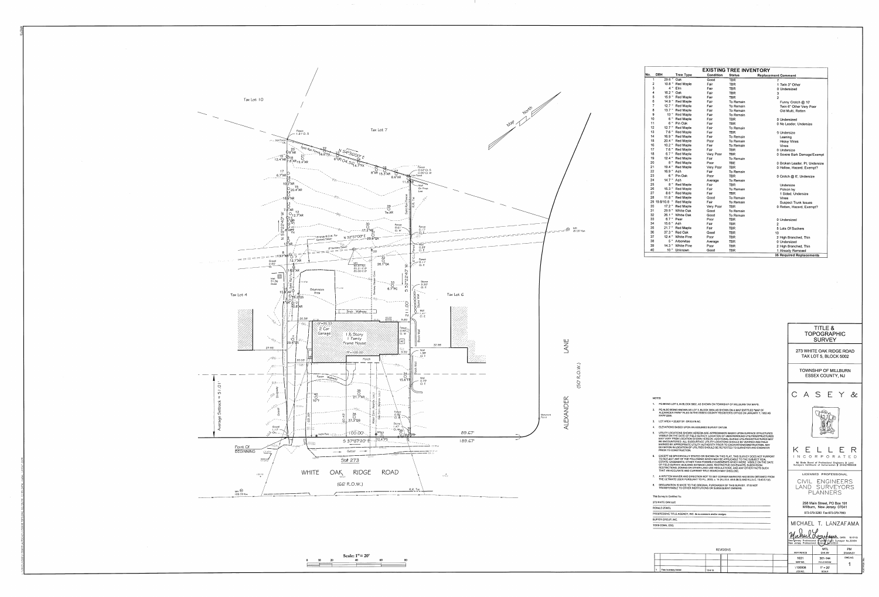## EXISTING TREE INVENTORY

| No. | DBH | Tree Type | Condition | Status | Replacement | Comment |
|---|---|---|---|---|---|---|
| 1 | 29.6 " | Oak | Good | TBR | 7 | |
| 2 | 10.8 " | Red Maple | Fair | TBR | 1 | Twin 3" Other |
| 3 | 4 " | Elm | Fair | TBR | 0 | Undersized |
| 4 | 16.2 " | Oak | Fair | TBR | 3 | |
| 5 | 15.9 " | Red Maple | Fair | TBR | 2 | |
| 6 | 14.9 " | Red Maple | Fair | To Remain | | Funny Crotch @ 10' |
| 7 | 12.7 " | Red Maple | Fair | To Remain | | Twin 6" Other Very Poor |
| 8 | 13.7 " | Red Maple | Fair | To Remain | | Old Multi, Rotten |
| 9 | 13 " | Red Maple | Fair | To Remain | | |
| 10 | 6 " | Red Maple | Fair | TBR | 0 | Undersized |
| 11 | 6 " | Pin Oak | Fair | TBR | 0 | No Leader, Undersize |
| 12 | 12.7 " | Red Maple | Fair | To Remain | | |
| 13 | 7.6 " | Red Maple | Fair | TBR | 0 | Undersize |
| 14 | 16.9 " | Red Maple | Fair | To Remain | | Leaning |
| 15 | 20.4 " | Red Maple | Poor | To Remain | | Heavy Vines |
| 16 | 10.2 " | Red Maple | Fair | To Remain | | Vines |
| 17 | 7.6 " | Red Maple | Fair | TBR | 0 | Undersize |
| 18 | 6.7 " | Red Maple | Very Poor | TBR | 0 | Severe Bark Damage/Exempt |
| 19 | 12.4 " | Red Maple | Fair | To Remain | | |
| 20 | 8 " | Red Maple | Poor | TBE | 0 | Broken Leader, Pl. Undersize |
| 21 | 19.4 " | Red Maple | Very Poor | TBR | 0 | Hollow, Hazard, Exempt? |
| 22 | 16.9 " | Ash | Fair | To Remain | | |
| 23 | 6 " | Pin Oak | Poor | TBR | 0 | Crotch @ 6', Undersize |
| 24 | 14.7 " | Ash | Average | To Remain | | |
| 25 | 8 " | Red Maple | Fair | TBR | | Undersize |
| 26 | 15.3 " | Red Maple | Fair | To Remain | | Poison Ivy |
| 27 | 8.6 " | Red Maple | Fair | TBR | | 1 Sided, Undersize |
| 28 | 11.8 " | Red Maple | Good | To Remain | | Vines |
| 29 | 19.8/10.8 " | Red Maple | Fair | To Remain | | Suspect Trunk Issues |
| 30 | 17.2 " | Red Maple | Very Poor | TBR | 0 | Rotten, Hazard, Exempt? |
| 31 | 29.9 " | White Oak | Good | To Remain | | |
| 32 | 26.1 " | White Oak | Good | To Remain | | |
| 33 | 6.7 " | Pear | Poor | TBR | 0 | Undersized |
| 34 | 15.6 " | Ash | Fair | TBR | 2 | |
| 35 | 21.7 " | Red Maple | Fair | TBR | 5 | Lots Of Suckers |
| 36 | 37.3 " | Red Oak | Good | TBR | 10 | |
| 37 | 12.4 " | White Pine | Poor | TBR | 2 | High Branched, Thin |
| 38 | 5 " | Arborvitae | Average | TBR | 0 | Undersized |
| 39 | 14.3 " | White Pine | Poor | TBR | 2 | High Branched, Thin |
| 40 | 10 " | Unknown | Good | TBR | 1 | Already Removed |
| | | | | | 35 | Required Replacements |

Tax Lot 10

Tax Lot 7

Tax Lot 4

Tax Lot 6

Map North

N 54°35'00" E

N 32°57'00" E

S 35°22'40" W

S 37°87'20" E

211.00'

100.00'

89.67'

189.67'

Average Setback = 51.01'

Point Of BEGINNING

1½ Story 1 Family Frame House

2 Car Garage

Bituminous Area

Brick Walkway

Porch

Paver Walkway

St# 273

WHITE OAK RIDGE ROAD

(66' R.O.W.)

ALEXANDER LANE

(50' R.O.W.)

Scale: 1" = 20'

0 10 20 40 60 80

NOTES:

1. PQ BEING LOT 5, IN BLOCK 5002, AS SHOWN ON TOWNSHIP OF MILLBURN TAX MAPS.
2. PQ ALSO BEING KNOWN AS LOT 5, BLOCK 3804 AS SHOWN ON A MAP ENTITLED "MAP OF ALEXANDER PARK" FILED IN THE ESSEX COUNTY REGISTER'S OFFICE ON JANUARY 7, 1952 AS MAP# 2259.
3. LOT AREA = 22,827 SF. OR 0.518 AC.
4. ELEVATIONS BASED UPON AN ASSUMED SURVEY DATUM.
5. UTILITY LOCATIONS SHOWN HEREON ARE APPROXIMATE BASED UPON SURFACE STRUCTURES VISIBLE ON THE DATE OF FIELD SURVEY. LOCATION OF UNDERGROUND UTILITIES/STRUCTURES MAY VARY FROM LOCATION SHOWN HEREON. ADDITIONAL BURIED UTILITIES/STRUCTURES MAY BE ENCOUNTERED. ALL SUBSURFACE UTILITY LOCATIONS SHOULD BE VERIFIED AND FIELD MARKED BY APPROPRIATE UTILITY AUTHORITY PRIOR TO EXCAVATION/CONSTRUCTION. ANY DEVIATION IN LOCATION OF UTILITIES SHOULD BE REPORTED TO SURVEYOR AND ENGINEER PRIOR TO CONSTRUCTION.
6. EXCEPT AS SPECIFICALLY STATED OR SHOWN ON THIS PLAT, THIS SURVEY DOES NOT PURPORT TO REFLECT ANY OF THE FOLLOWING WHICH MAY BE APPLICABLE TO THE SUBJECT REAL ESTATE: EASEMENTS, OTHER THAN POSSIBLE EASEMENTS WHICH WERE VISIBLE ON THE DATE OF FIELD SURVEY, BUILDING SETBACK LINES, RESTRICTIVE COVENANTS, SUBDIVISION RESTRICTIONS, ZONING OR OTHER LAND USE REGULATIONS, AND ANY OTHER FACTS SUCH THAT AN ACCURATE AND CURRENT TITLE SEARCH MAY DISCLOSE.
7. A WRITTEN WAIVER AND DIRECTION NOT TO SET CORNER MARKERS HAS BEEN OBTAINED FROM THE ULTIMATE USER PURSUANT TO P.L. 2003, c. 14 (N.J.S.A. 45:8-36.3) AND N.J.A.C. 13:40-5.1(d).
8. DECLARATION IS MADE TO THE ORIGINAL PURCHASER OF THIS SURVEY. IT IS NOT TRANSFERABLE TO OTHER INSTITUTIONS OR SUBSEQUENT OWNERS.

This Survey is Certified To:

273 WHITE OAK LLC

RONALD ZEMEL

PROGRESSIVE TITLE AGENCY, INC. its successors and/or assigns

BUYER GROUP, INC.

TODD CONN, ESQ.

REVISIONS

| | | |
|---|---|---|
| 1 | Tree Inventory Added | 12-8-16 |

# TITLE & TOPOGRAPHIC SURVEY

273 WHITE OAK RIDGE ROAD
TAX LOT 5, BLOCK 5002

TOWNSHIP OF MILLBURN
ESSEX COUNTY, NJ

CASEY & KELLER INCORPORATED

NJ State Board of Professional Engineers & Land Surveyors Certificate of Authorization # 24GA27669400

LICENSED PROFESSIONAL
CIVIL ENGINEERS
LAND SURVEYORS
PLANNERS

258 Main Street, PO Box 191
Millburn, New Jersey 07041
973-379-3280 Fax:973-379-7993

MICHAEL T. LANZAFAMA

New Jersey Professional Land Surveyor No. 20004
New Jersey Professional Planner

| | | |
|---|---|---|
| 1631 | MTL | PM |
| REFERENCE | CHK. BY | DRAWN BY |
| 1631 | 361-144 | DWG NO. |
| MAP NO. | FIELD BOOK | 1 |
| 1130908 | 1" = 20' | |
| JOB NO. | SCALE | |